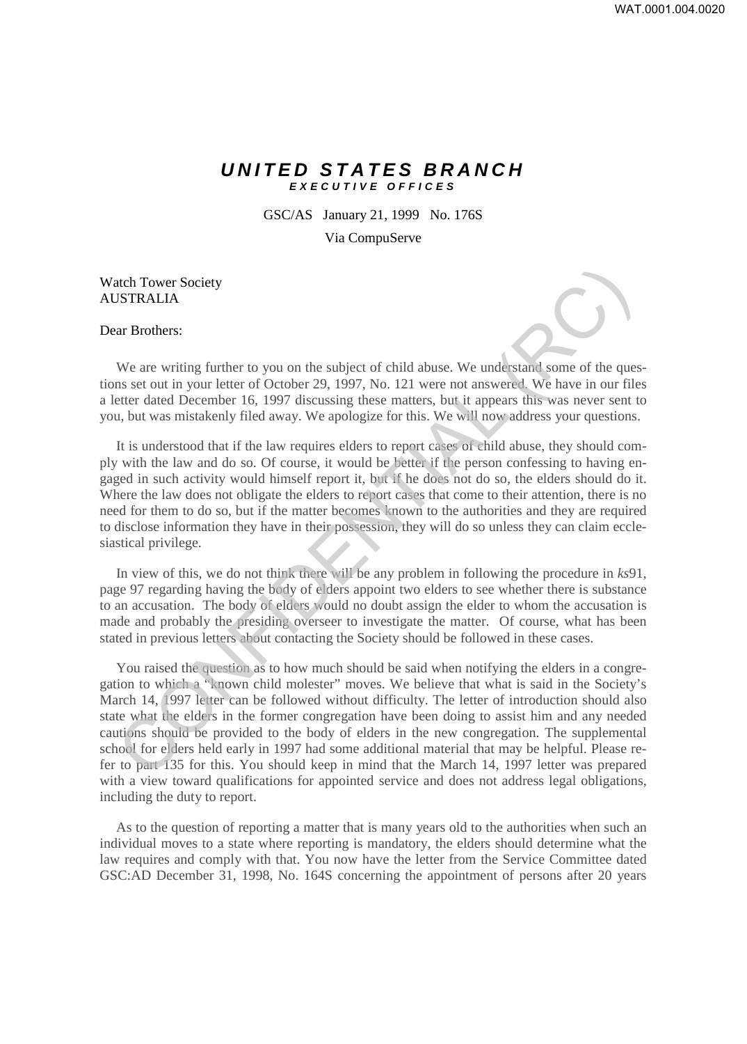# ***UNITED STATES BRANCH***
***EXECUTIVE OFFICES***

GSC/AS January 21, 1999 No. 176S

Via CompuServe

Watch Tower Society
AUSTRALIA

Dear Brothers:

We are writing further to you on the subject of child abuse. We understand some of the questions set out in your letter of October 29, 1997, No. 121 were not answered. We have in our files a letter dated December 16, 1997 discussing these matters, but it appears this was never sent to you, but was mistakenly filed away. We apologize for this. We will now address your questions.

It is understood that if the law requires elders to report cases of child abuse, they should comply with the law and do so. Of course, it would be better if the person confessing to having engaged in such activity would himself report it, but if he does not do so, the elders should do it. Where the law does not obligate the elders to report cases that come to their attention, there is no need for them to do so, but if the matter becomes known to the authorities and they are required to disclose information they have in their possession, they will do so unless they can claim ecclesiastical privilege.

In view of this, we do not think there will be any problem in following the procedure in *ks*91, page 97 regarding having the body of elders appoint two elders to see whether there is substance to an accusation. The body of elders would no doubt assign the elder to whom the accusation is made and probably the presiding overseer to investigate the matter. Of course, what has been stated in previous letters about contacting the Society should be followed in these cases.

You raised the question as to how much should be said when notifying the elders in a congregation to which a "known child molester" moves. We believe that what is said in the Society's March 14, 1997 letter can be followed without difficulty. The letter of introduction should also state what the elders in the former congregation have been doing to assist him and any needed cautions should be provided to the body of elders in the new congregation. The supplemental school for elders held early in 1997 had some additional material that may be helpful. Please refer to part 135 for this. You should keep in mind that the March 14, 1997 letter was prepared with a view toward qualifications for appointed service and does not address legal obligations, including the duty to report.

As to the question of reporting a matter that is many years old to the authorities when such an individual moves to a state where reporting is mandatory, the elders should determine what the law requires and comply with that. You now have the letter from the Service Committee dated GSC:AD December 31, 1998, No. 164S concerning the appointment of persons after 20 years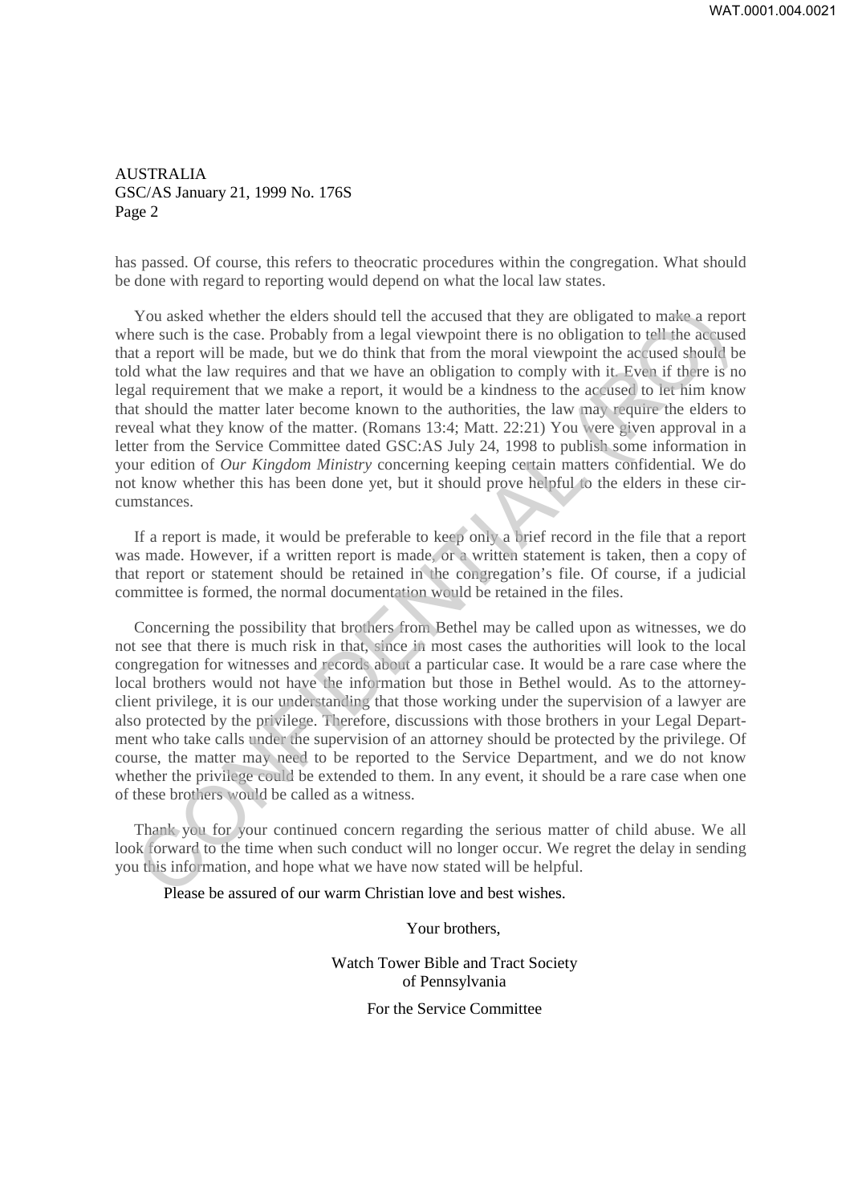AUSTRALIA
GSC/AS January 21, 1999 No. 176S
Page 2

has passed. Of course, this refers to theocratic procedures within the congregation. What should be done with regard to reporting would depend on what the local law states.

You asked whether the elders should tell the accused that they are obligated to make a report where such is the case. Probably from a legal viewpoint there is no obligation to tell the accused that a report will be made, but we do think that from the moral viewpoint the accused should be told what the law requires and that we have an obligation to comply with it. Even if there is no legal requirement that we make a report, it would be a kindness to the accused to let him know that should the matter later become known to the authorities, the law may require the elders to reveal what they know of the matter. (Romans 13:4; Matt. 22:21) You were given approval in a letter from the Service Committee dated GSC:AS July 24, 1998 to publish some information in your edition of *Our Kingdom Ministry* concerning keeping certain matters confidential. We do not know whether this has been done yet, but it should prove helpful to the elders in these circumstances.

If a report is made, it would be preferable to keep only a brief record in the file that a report was made. However, if a written report is made, or a written statement is taken, then a copy of that report or statement should be retained in the congregation's file. Of course, if a judicial committee is formed, the normal documentation would be retained in the files.

Concerning the possibility that brothers from Bethel may be called upon as witnesses, we do not see that there is much risk in that, since in most cases the authorities will look to the local congregation for witnesses and records about a particular case. It would be a rare case where the local brothers would not have the information but those in Bethel would. As to the attorney-client privilege, it is our understanding that those working under the supervision of a lawyer are also protected by the privilege. Therefore, discussions with those brothers in your Legal Department who take calls under the supervision of an attorney should be protected by the privilege. Of course, the matter may need to be reported to the Service Department, and we do not know whether the privilege could be extended to them. In any event, it should be a rare case when one of these brothers would be called as a witness.

Thank you for your continued concern regarding the serious matter of child abuse. We all look forward to the time when such conduct will no longer occur. We regret the delay in sending you this information, and hope what we have now stated will be helpful.

Please be assured of our warm Christian love and best wishes.

Your brothers,

Watch Tower Bible and Tract Society
of Pennsylvania

For the Service Committee